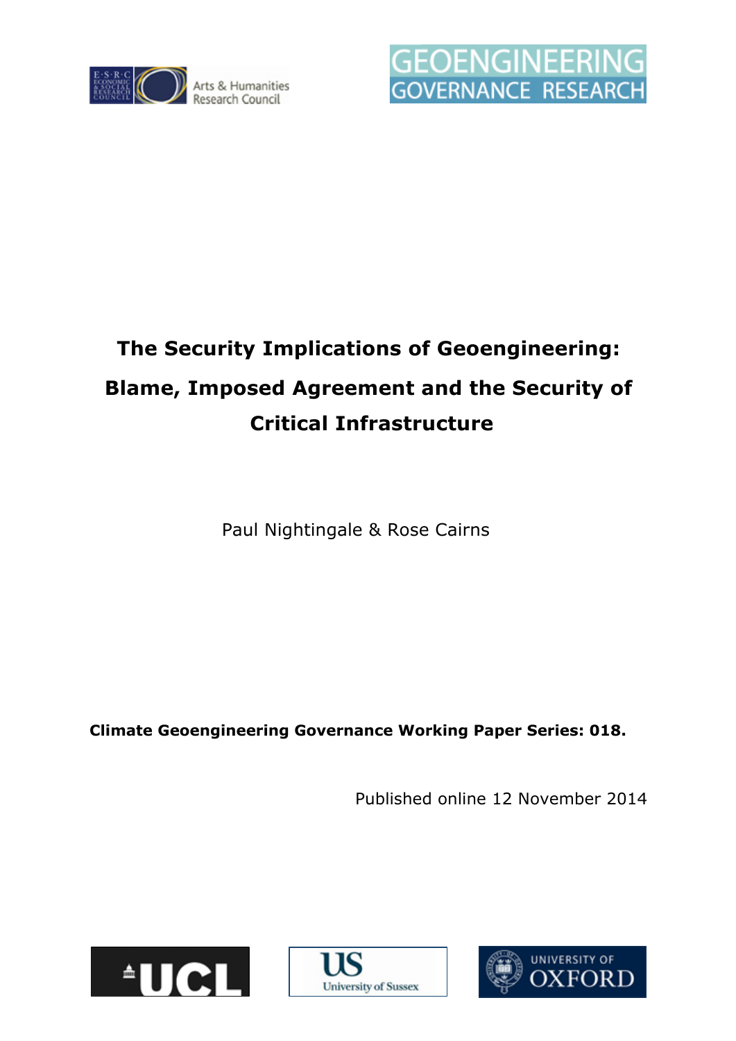# The Security Implications of Geoengineering: Blame, Imposed Agreement and the Security of Critical Infrastructure

Paul Nightingale & Rose Cairns

**Climate Geoengineering Governance Working Paper Series: 018.**

Published online 12 November 2014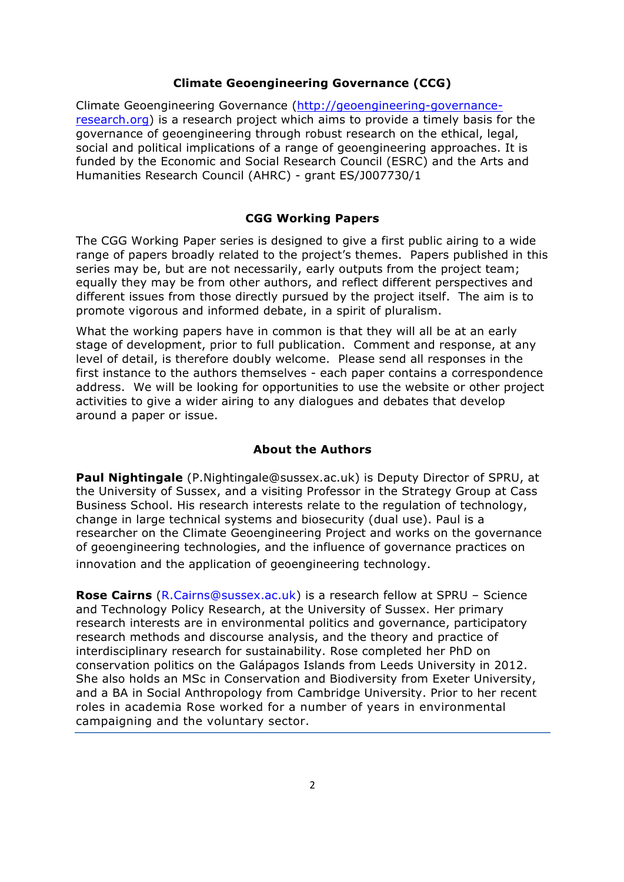## Climate Geoengineering Governance (CCG)

Climate Geoengineering Governance (http://geoengineering-governance-research.org) is a research project which aims to provide a timely basis for the governance of geoengineering through robust research on the ethical, legal, social and political implications of a range of geoengineering approaches. It is funded by the Economic and Social Research Council (ESRC) and the Arts and Humanities Research Council (AHRC) - grant ES/J007730/1

## CGG Working Papers

The CGG Working Paper series is designed to give a first public airing to a wide range of papers broadly related to the project's themes. Papers published in this series may be, but are not necessarily, early outputs from the project team; equally they may be from other authors, and reflect different perspectives and different issues from those directly pursued by the project itself. The aim is to promote vigorous and informed debate, in a spirit of pluralism.

What the working papers have in common is that they will all be at an early stage of development, prior to full publication. Comment and response, at any level of detail, is therefore doubly welcome. Please send all responses in the first instance to the authors themselves - each paper contains a correspondence address. We will be looking for opportunities to use the website or other project activities to give a wider airing to any dialogues and debates that develop around a paper or issue.

## About the Authors

**Paul Nightingale** (P.Nightingale@sussex.ac.uk) is Deputy Director of SPRU, at the University of Sussex, and a visiting Professor in the Strategy Group at Cass Business School. His research interests relate to the regulation of technology, change in large technical systems and biosecurity (dual use). Paul is a researcher on the Climate Geoengineering Project and works on the governance of geoengineering technologies, and the influence of governance practices on innovation and the application of geoengineering technology.

**Rose Cairns** (R.Cairns@sussex.ac.uk) is a research fellow at SPRU – Science and Technology Policy Research, at the University of Sussex. Her primary research interests are in environmental politics and governance, participatory research methods and discourse analysis, and the theory and practice of interdisciplinary research for sustainability. Rose completed her PhD on conservation politics on the Galápagos Islands from Leeds University in 2012. She also holds an MSc in Conservation and Biodiversity from Exeter University, and a BA in Social Anthropology from Cambridge University. Prior to her recent roles in academia Rose worked for a number of years in environmental campaigning and the voluntary sector.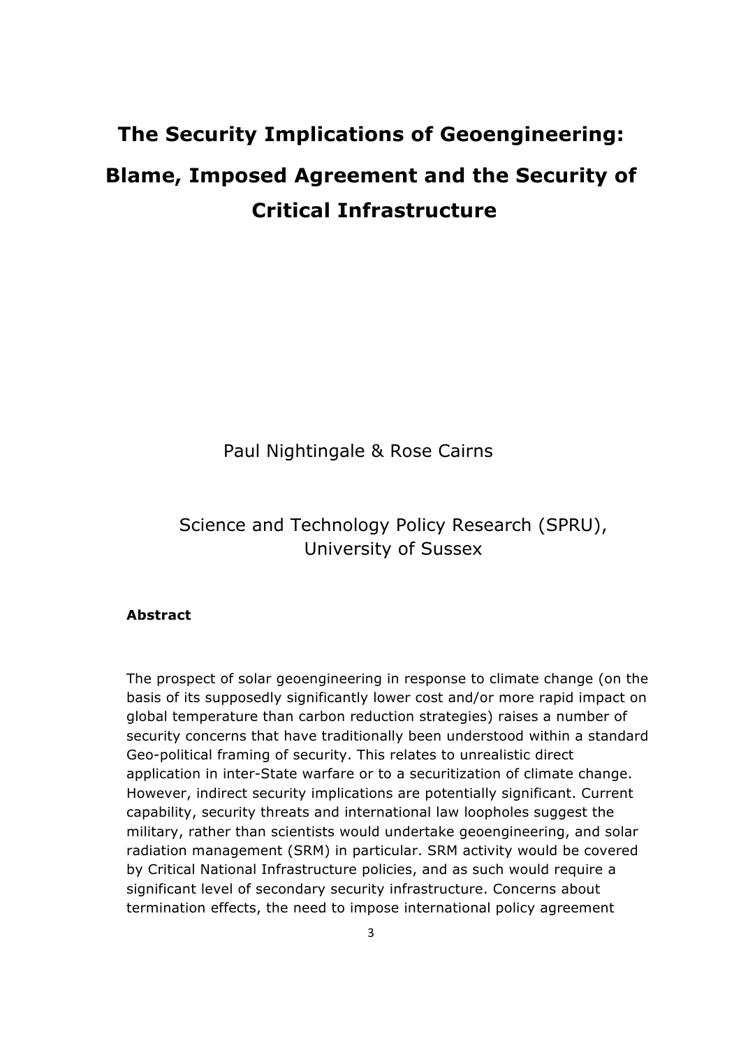# The Security Implications of Geoengineering: Blame, Imposed Agreement and the Security of Critical Infrastructure

Paul Nightingale & Rose Cairns

Science and Technology Policy Research (SPRU), University of Sussex

**Abstract**

The prospect of solar geoengineering in response to climate change (on the basis of its supposedly significantly lower cost and/or more rapid impact on global temperature than carbon reduction strategies) raises a number of security concerns that have traditionally been understood within a standard Geo-political framing of security. This relates to unrealistic direct application in inter-State warfare or to a securitization of climate change. However, indirect security implications are potentially significant. Current capability, security threats and international law loopholes suggest the military, rather than scientists would undertake geoengineering, and solar radiation management (SRM) in particular. SRM activity would be covered by Critical National Infrastructure policies, and as such would require a significant level of secondary security infrastructure. Concerns about termination effects, the need to impose international policy agreement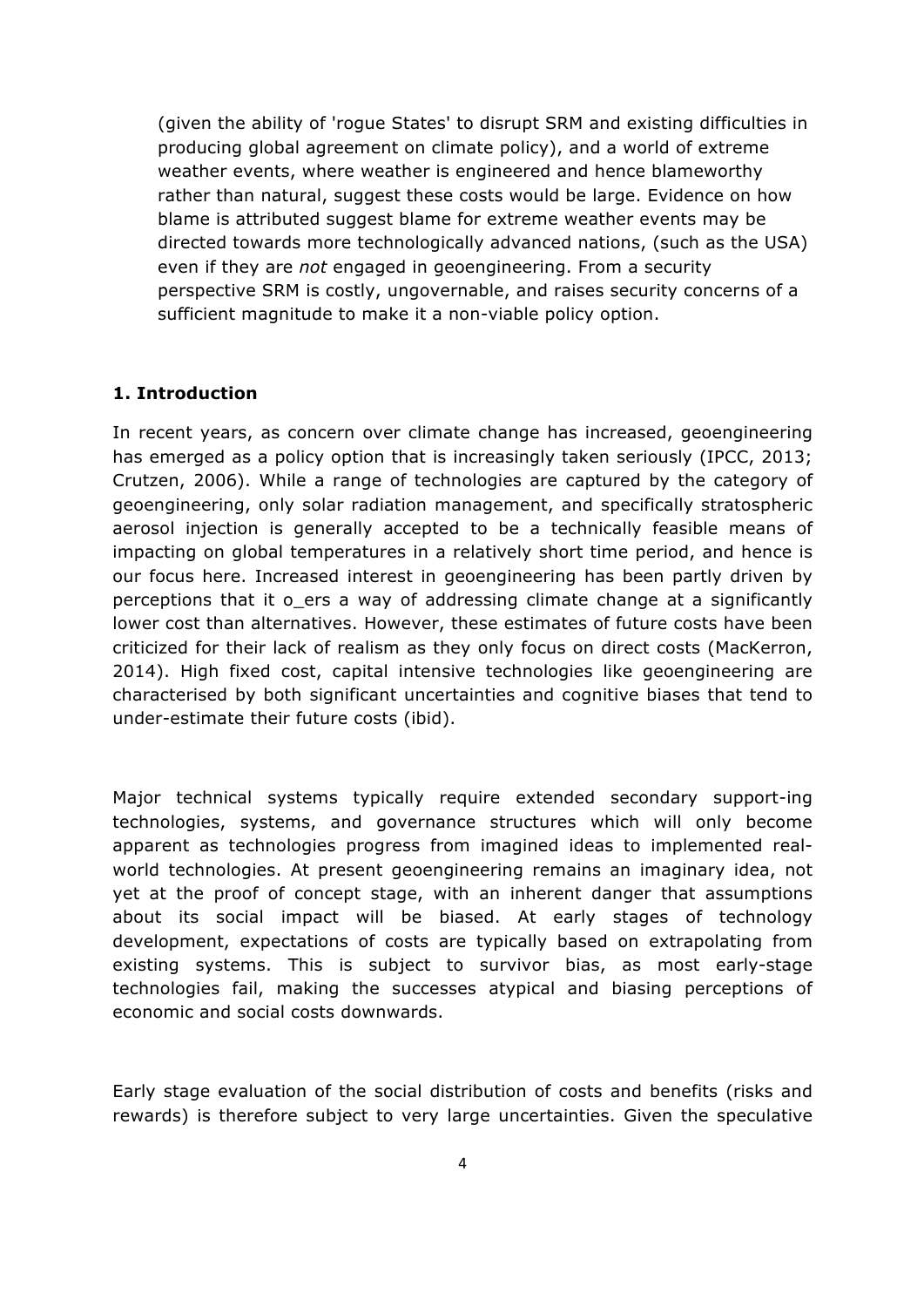(given the ability of 'rogue States' to disrupt SRM and existing difficulties in producing global agreement on climate policy), and a world of extreme weather events, where weather is engineered and hence blameworthy rather than natural, suggest these costs would be large. Evidence on how blame is attributed suggest blame for extreme weather events may be directed towards more technologically advanced nations, (such as the USA) even if they are *not* engaged in geoengineering. From a security perspective SRM is costly, ungovernable, and raises security concerns of a sufficient magnitude to make it a non-viable policy option.

## 1. Introduction

In recent years, as concern over climate change has increased, geoengineering has emerged as a policy option that is increasingly taken seriously (IPCC, 2013; Crutzen, 2006). While a range of technologies are captured by the category of geoengineering, only solar radiation management, and specifically stratospheric aerosol injection is generally accepted to be a technically feasible means of impacting on global temperatures in a relatively short time period, and hence is our focus here. Increased interest in geoengineering has been partly driven by perceptions that it o_ers a way of addressing climate change at a significantly lower cost than alternatives. However, these estimates of future costs have been criticized for their lack of realism as they only focus on direct costs (MacKerron, 2014). High fixed cost, capital intensive technologies like geoengineering are characterised by both significant uncertainties and cognitive biases that tend to under-estimate their future costs (ibid).

Major technical systems typically require extended secondary support-ing technologies, systems, and governance structures which will only become apparent as technologies progress from imagined ideas to implemented real-world technologies. At present geoengineering remains an imaginary idea, not yet at the proof of concept stage, with an inherent danger that assumptions about its social impact will be biased. At early stages of technology development, expectations of costs are typically based on extrapolating from existing systems. This is subject to survivor bias, as most early-stage technologies fail, making the successes atypical and biasing perceptions of economic and social costs downwards.

Early stage evaluation of the social distribution of costs and benefits (risks and rewards) is therefore subject to very large uncertainties. Given the speculative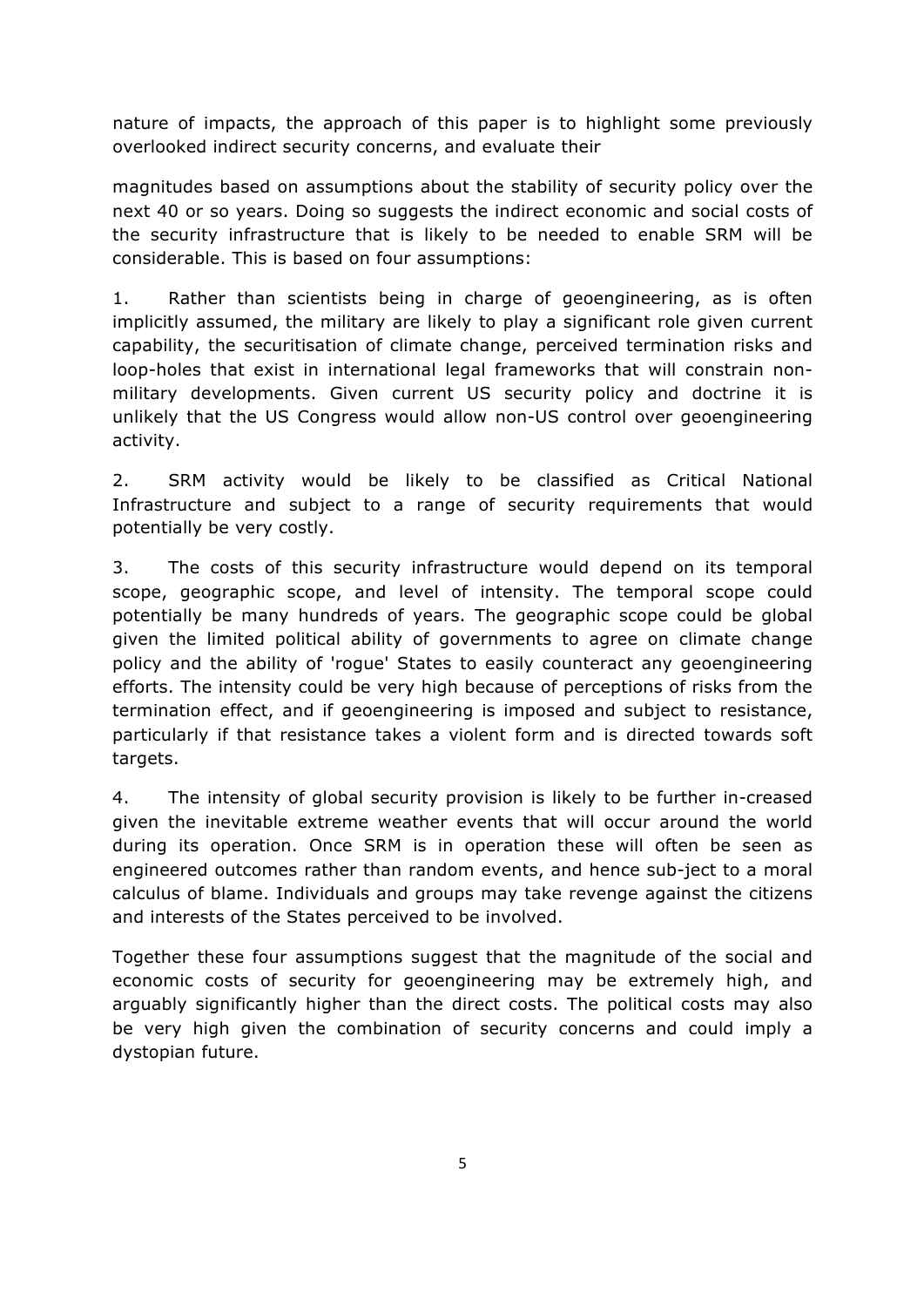nature of impacts, the approach of this paper is to highlight some previously overlooked indirect security concerns, and evaluate their

magnitudes based on assumptions about the stability of security policy over the next 40 or so years. Doing so suggests the indirect economic and social costs of the security infrastructure that is likely to be needed to enable SRM will be considerable. This is based on four assumptions:

1. Rather than scientists being in charge of geoengineering, as is often implicitly assumed, the military are likely to play a significant role given current capability, the securitisation of climate change, perceived termination risks and loop-holes that exist in international legal frameworks that will constrain non-military developments. Given current US security policy and doctrine it is unlikely that the US Congress would allow non-US control over geoengineering activity.

2. SRM activity would be likely to be classified as Critical National Infrastructure and subject to a range of security requirements that would potentially be very costly.

3. The costs of this security infrastructure would depend on its temporal scope, geographic scope, and level of intensity. The temporal scope could potentially be many hundreds of years. The geographic scope could be global given the limited political ability of governments to agree on climate change policy and the ability of 'rogue' States to easily counteract any geoengineering efforts. The intensity could be very high because of perceptions of risks from the termination effect, and if geoengineering is imposed and subject to resistance, particularly if that resistance takes a violent form and is directed towards soft targets.

4. The intensity of global security provision is likely to be further in-creased given the inevitable extreme weather events that will occur around the world during its operation. Once SRM is in operation these will often be seen as engineered outcomes rather than random events, and hence sub-ject to a moral calculus of blame. Individuals and groups may take revenge against the citizens and interests of the States perceived to be involved.

Together these four assumptions suggest that the magnitude of the social and economic costs of security for geoengineering may be extremely high, and arguably significantly higher than the direct costs. The political costs may also be very high given the combination of security concerns and could imply a dystopian future.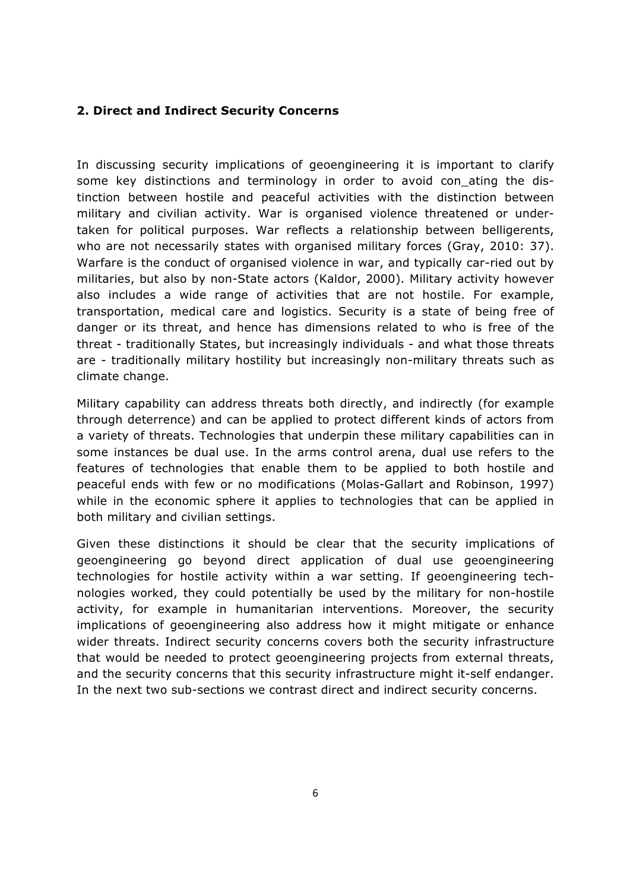## 2. Direct and Indirect Security Concerns

In discussing security implications of geoengineering it is important to clarify some key distinctions and terminology in order to avoid con_ating the distinction between hostile and peaceful activities with the distinction between military and civilian activity. War is organised violence threatened or undertaken for political purposes. War reflects a relationship between belligerents, who are not necessarily states with organised military forces (Gray, 2010: 37). Warfare is the conduct of organised violence in war, and typically car-ried out by militaries, but also by non-State actors (Kaldor, 2000). Military activity however also includes a wide range of activities that are not hostile. For example, transportation, medical care and logistics. Security is a state of being free of danger or its threat, and hence has dimensions related to who is free of the threat - traditionally States, but increasingly individuals - and what those threats are - traditionally military hostility but increasingly non-military threats such as climate change.

Military capability can address threats both directly, and indirectly (for example through deterrence) and can be applied to protect different kinds of actors from a variety of threats. Technologies that underpin these military capabilities can in some instances be dual use. In the arms control arena, dual use refers to the features of technologies that enable them to be applied to both hostile and peaceful ends with few or no modifications (Molas-Gallart and Robinson, 1997) while in the economic sphere it applies to technologies that can be applied in both military and civilian settings.

Given these distinctions it should be clear that the security implications of geoengineering go beyond direct application of dual use geoengineering technologies for hostile activity within a war setting. If geoengineering technologies worked, they could potentially be used by the military for non-hostile activity, for example in humanitarian interventions. Moreover, the security implications of geoengineering also address how it might mitigate or enhance wider threats. Indirect security concerns covers both the security infrastructure that would be needed to protect geoengineering projects from external threats, and the security concerns that this security infrastructure might it-self endanger. In the next two sub-sections we contrast direct and indirect security concerns.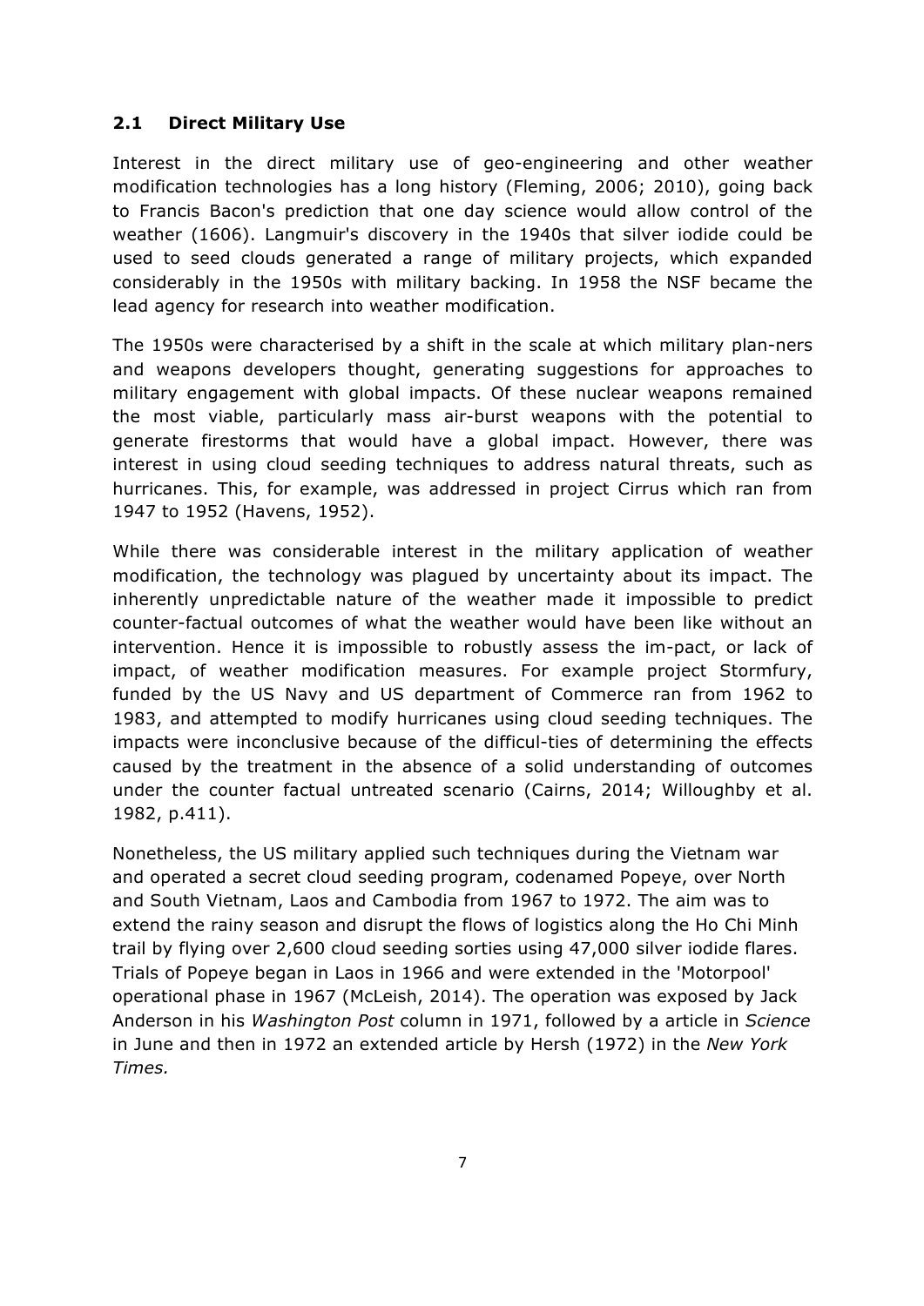### 2.1 Direct Military Use

Interest in the direct military use of geo-engineering and other weather modification technologies has a long history (Fleming, 2006; 2010), going back to Francis Bacon's prediction that one day science would allow control of the weather (1606). Langmuir's discovery in the 1940s that silver iodide could be used to seed clouds generated a range of military projects, which expanded considerably in the 1950s with military backing. In 1958 the NSF became the lead agency for research into weather modification.

The 1950s were characterised by a shift in the scale at which military plan-ners and weapons developers thought, generating suggestions for approaches to military engagement with global impacts. Of these nuclear weapons remained the most viable, particularly mass air-burst weapons with the potential to generate firestorms that would have a global impact. However, there was interest in using cloud seeding techniques to address natural threats, such as hurricanes. This, for example, was addressed in project Cirrus which ran from 1947 to 1952 (Havens, 1952).

While there was considerable interest in the military application of weather modification, the technology was plagued by uncertainty about its impact. The inherently unpredictable nature of the weather made it impossible to predict counter-factual outcomes of what the weather would have been like without an intervention. Hence it is impossible to robustly assess the im-pact, or lack of impact, of weather modification measures. For example project Stormfury, funded by the US Navy and US department of Commerce ran from 1962 to 1983, and attempted to modify hurricanes using cloud seeding techniques. The impacts were inconclusive because of the difficul-ties of determining the effects caused by the treatment in the absence of a solid understanding of outcomes under the counter factual untreated scenario (Cairns, 2014; Willoughby et al. 1982, p.411).

Nonetheless, the US military applied such techniques during the Vietnam war and operated a secret cloud seeding program, codenamed Popeye, over North and South Vietnam, Laos and Cambodia from 1967 to 1972. The aim was to extend the rainy season and disrupt the flows of logistics along the Ho Chi Minh trail by flying over 2,600 cloud seeding sorties using 47,000 silver iodide flares. Trials of Popeye began in Laos in 1966 and were extended in the 'Motorpool' operational phase in 1967 (McLeish, 2014). The operation was exposed by Jack Anderson in his *Washington Post* column in 1971, followed by a article in *Science* in June and then in 1972 an extended article by Hersh (1972) in the *New York Times.*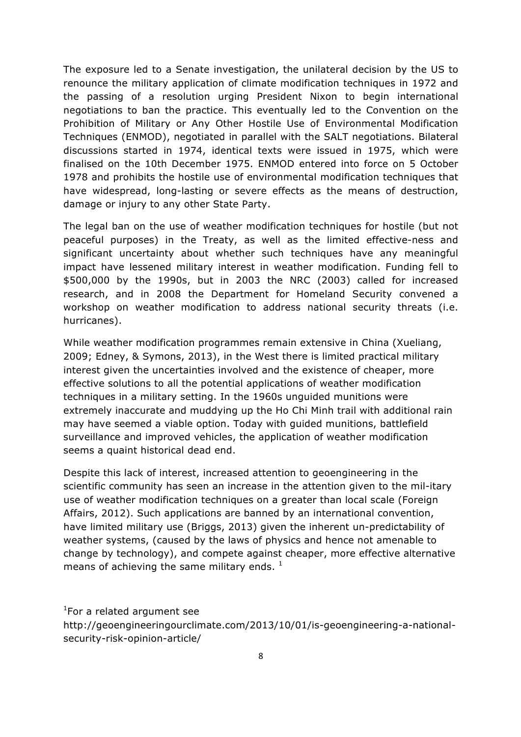The exposure led to a Senate investigation, the unilateral decision by the US to renounce the military application of climate modification techniques in 1972 and the passing of a resolution urging President Nixon to begin international negotiations to ban the practice. This eventually led to the Convention on the Prohibition of Military or Any Other Hostile Use of Environmental Modification Techniques (ENMOD), negotiated in parallel with the SALT negotiations. Bilateral discussions started in 1974, identical texts were issued in 1975, which were finalised on the 10th December 1975. ENMOD entered into force on 5 October 1978 and prohibits the hostile use of environmental modification techniques that have widespread, long-lasting or severe effects as the means of destruction, damage or injury to any other State Party.

The legal ban on the use of weather modification techniques for hostile (but not peaceful purposes) in the Treaty, as well as the limited effective-ness and significant uncertainty about whether such techniques have any meaningful impact have lessened military interest in weather modification. Funding fell to $500,000 by the 1990s, but in 2003 the NRC (2003) called for increased research, and in 2008 the Department for Homeland Security convened a workshop on weather modification to address national security threats (i.e. hurricanes).

While weather modification programmes remain extensive in China (Xueliang, 2009; Edney, & Symons, 2013), in the West there is limited practical military interest given the uncertainties involved and the existence of cheaper, more effective solutions to all the potential applications of weather modification techniques in a military setting. In the 1960s unguided munitions were extremely inaccurate and muddying up the Ho Chi Minh trail with additional rain may have seemed a viable option. Today with guided munitions, battlefield surveillance and improved vehicles, the application of weather modification seems a quaint historical dead end.

Despite this lack of interest, increased attention to geoengineering in the scientific community has seen an increase in the attention given to the mil-itary use of weather modification techniques on a greater than local scale (Foreign Affairs, 2012). Such applications are banned by an international convention, have limited military use (Briggs, 2013) given the inherent un-predictability of weather systems, (caused by the laws of physics and hence not amenable to change by technology), and compete against cheaper, more effective alternative means of achieving the same military ends. [1]

[1]For a related argument see http://geoengineeringourclimate.com/2013/10/01/is-geoengineering-a-national-security-risk-opinion-article/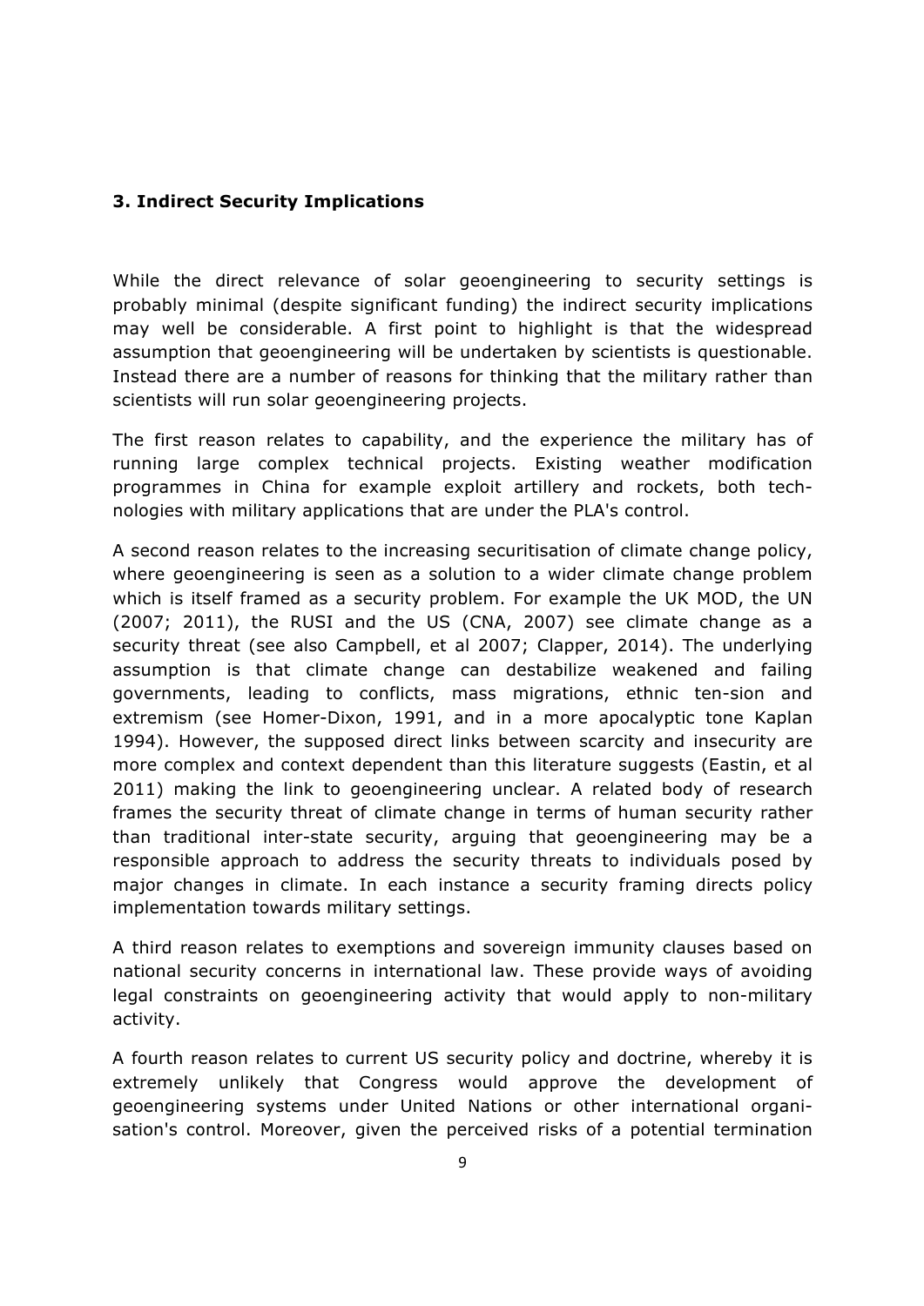## 3. Indirect Security Implications

While the direct relevance of solar geoengineering to security settings is probably minimal (despite significant funding) the indirect security implications may well be considerable. A first point to highlight is that the widespread assumption that geoengineering will be undertaken by scientists is questionable. Instead there are a number of reasons for thinking that the military rather than scientists will run solar geoengineering projects.

The first reason relates to capability, and the experience the military has of running large complex technical projects. Existing weather modification programmes in China for example exploit artillery and rockets, both technologies with military applications that are under the PLA's control.

A second reason relates to the increasing securitisation of climate change policy, where geoengineering is seen as a solution to a wider climate change problem which is itself framed as a security problem. For example the UK MOD, the UN (2007; 2011), the RUSI and the US (CNA, 2007) see climate change as a security threat (see also Campbell, et al 2007; Clapper, 2014). The underlying assumption is that climate change can destabilize weakened and failing governments, leading to conflicts, mass migrations, ethnic ten-sion and extremism (see Homer-Dixon, 1991, and in a more apocalyptic tone Kaplan 1994). However, the supposed direct links between scarcity and insecurity are more complex and context dependent than this literature suggests (Eastin, et al 2011) making the link to geoengineering unclear. A related body of research frames the security threat of climate change in terms of human security rather than traditional inter-state security, arguing that geoengineering may be a responsible approach to address the security threats to individuals posed by major changes in climate. In each instance a security framing directs policy implementation towards military settings.

A third reason relates to exemptions and sovereign immunity clauses based on national security concerns in international law. These provide ways of avoiding legal constraints on geoengineering activity that would apply to non-military activity.

A fourth reason relates to current US security policy and doctrine, whereby it is extremely unlikely that Congress would approve the development of geoengineering systems under United Nations or other international organisation's control. Moreover, given the perceived risks of a potential termination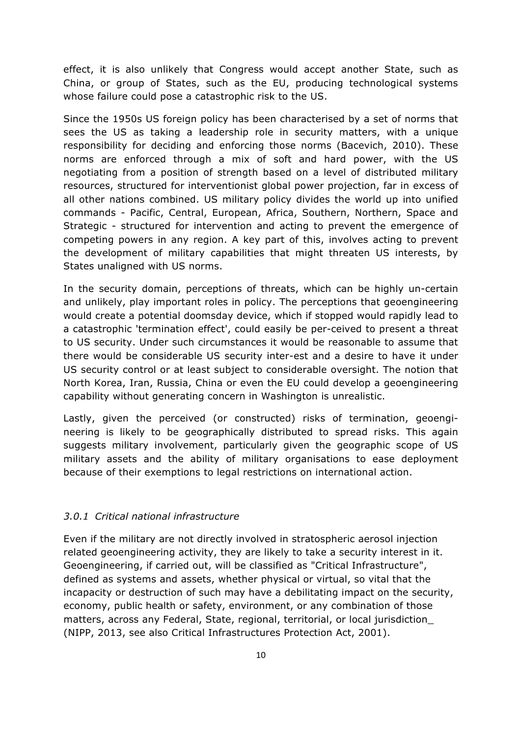effect, it is also unlikely that Congress would accept another State, such as China, or group of States, such as the EU, producing technological systems whose failure could pose a catastrophic risk to the US.

Since the 1950s US foreign policy has been characterised by a set of norms that sees the US as taking a leadership role in security matters, with a unique responsibility for deciding and enforcing those norms (Bacevich, 2010). These norms are enforced through a mix of soft and hard power, with the US negotiating from a position of strength based on a level of distributed military resources, structured for interventionist global power projection, far in excess of all other nations combined. US military policy divides the world up into unified commands - Pacific, Central, European, Africa, Southern, Northern, Space and Strategic - structured for intervention and acting to prevent the emergence of competing powers in any region. A key part of this, involves acting to prevent the development of military capabilities that might threaten US interests, by States unaligned with US norms.

In the security domain, perceptions of threats, which can be highly un-certain and unlikely, play important roles in policy. The perceptions that geoengineering would create a potential doomsday device, which if stopped would rapidly lead to a catastrophic 'termination effect', could easily be per-ceived to present a threat to US security. Under such circumstances it would be reasonable to assume that there would be considerable US security inter-est and a desire to have it under US security control or at least subject to considerable oversight. The notion that North Korea, Iran, Russia, China or even the EU could develop a geoengineering capability without generating concern in Washington is unrealistic.

Lastly, given the perceived (or constructed) risks of termination, geoengi-neering is likely to be geographically distributed to spread risks. This again suggests military involvement, particularly given the geographic scope of US military assets and the ability of military organisations to ease deployment because of their exemptions to legal restrictions on international action.

### *3.0.1 Critical national infrastructure*

Even if the military are not directly involved in stratospheric aerosol injection related geoengineering activity, they are likely to take a security interest in it. Geoengineering, if carried out, will be classified as "Critical Infrastructure", defined as systems and assets, whether physical or virtual, so vital that the incapacity or destruction of such may have a debilitating impact on the security, economy, public health or safety, environment, or any combination of those matters, across any Federal, State, regional, territorial, or local jurisdiction_ (NIPP, 2013, see also Critical Infrastructures Protection Act, 2001).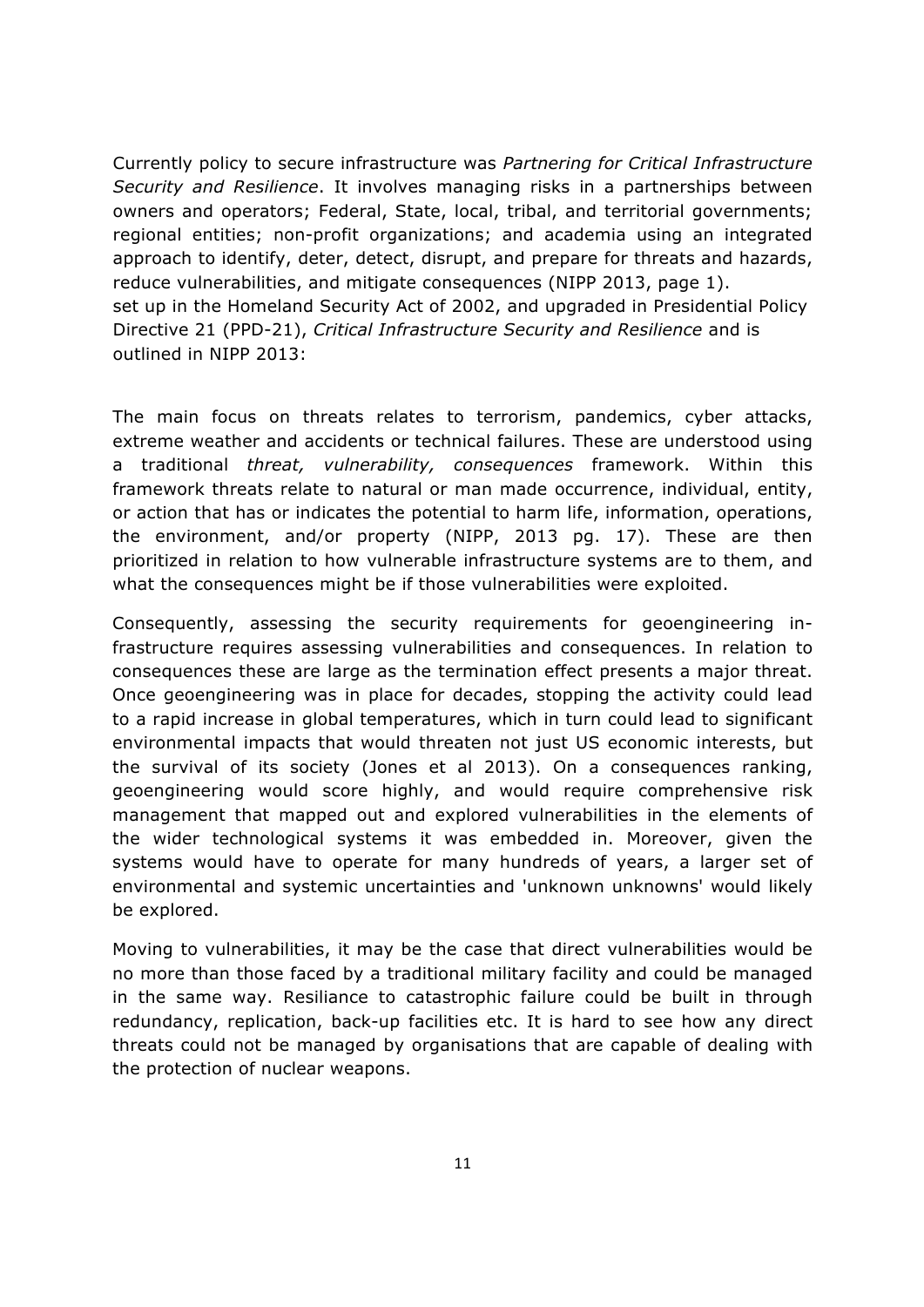Currently policy to secure infrastructure was *Partnering for Critical Infrastructure Security and Resilience*. It involves managing risks in a partnerships between owners and operators; Federal, State, local, tribal, and territorial governments; regional entities; non-profit organizations; and academia using an integrated approach to identify, deter, detect, disrupt, and prepare for threats and hazards, reduce vulnerabilities, and mitigate consequences (NIPP 2013, page 1).
set up in the Homeland Security Act of 2002, and upgraded in Presidential Policy Directive 21 (PPD-21), *Critical Infrastructure Security and Resilience* and is outlined in NIPP 2013:

The main focus on threats relates to terrorism, pandemics, cyber attacks, extreme weather and accidents or technical failures. These are understood using a traditional *threat, vulnerability, consequences* framework. Within this framework threats relate to natural or man made occurrence, individual, entity, or action that has or indicates the potential to harm life, information, operations, the environment, and/or property (NIPP, 2013 pg. 17). These are then prioritized in relation to how vulnerable infrastructure systems are to them, and what the consequences might be if those vulnerabilities were exploited.

Consequently, assessing the security requirements for geoengineering in-frastructure requires assessing vulnerabilities and consequences. In relation to consequences these are large as the termination effect presents a major threat. Once geoengineering was in place for decades, stopping the activity could lead to a rapid increase in global temperatures, which in turn could lead to significant environmental impacts that would threaten not just US economic interests, but the survival of its society (Jones et al 2013). On a consequences ranking, geoengineering would score highly, and would require comprehensive risk management that mapped out and explored vulnerabilities in the elements of the wider technological systems it was embedded in. Moreover, given the systems would have to operate for many hundreds of years, a larger set of environmental and systemic uncertainties and 'unknown unknowns' would likely be explored.

Moving to vulnerabilities, it may be the case that direct vulnerabilities would be no more than those faced by a traditional military facility and could be managed in the same way. Resiliance to catastrophic failure could be built in through redundancy, replication, back-up facilities etc. It is hard to see how any direct threats could not be managed by organisations that are capable of dealing with the protection of nuclear weapons.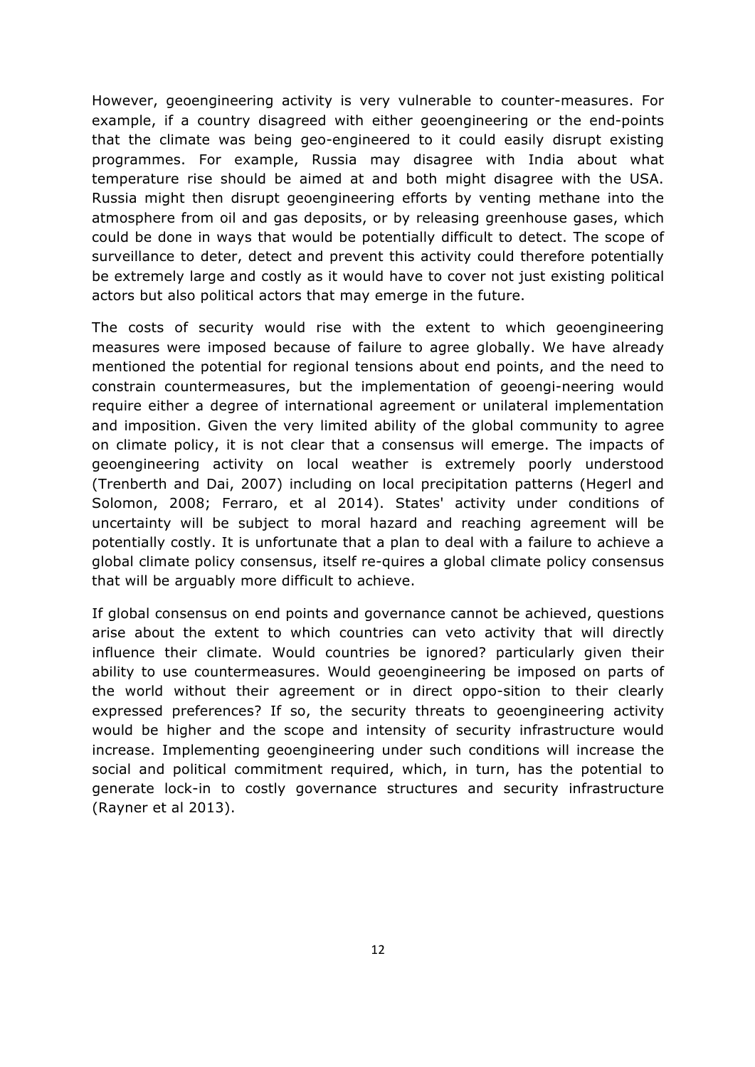However, geoengineering activity is very vulnerable to counter-measures. For example, if a country disagreed with either geoengineering or the end-points that the climate was being geo-engineered to it could easily disrupt existing programmes. For example, Russia may disagree with India about what temperature rise should be aimed at and both might disagree with the USA. Russia might then disrupt geoengineering efforts by venting methane into the atmosphere from oil and gas deposits, or by releasing greenhouse gases, which could be done in ways that would be potentially difficult to detect. The scope of surveillance to deter, detect and prevent this activity could therefore potentially be extremely large and costly as it would have to cover not just existing political actors but also political actors that may emerge in the future.

The costs of security would rise with the extent to which geoengineering measures were imposed because of failure to agree globally. We have already mentioned the potential for regional tensions about end points, and the need to constrain countermeasures, but the implementation of geoengi-neering would require either a degree of international agreement or unilateral implementation and imposition. Given the very limited ability of the global community to agree on climate policy, it is not clear that a consensus will emerge. The impacts of geoengineering activity on local weather is extremely poorly understood (Trenberth and Dai, 2007) including on local precipitation patterns (Hegerl and Solomon, 2008; Ferraro, et al 2014). States' activity under conditions of uncertainty will be subject to moral hazard and reaching agreement will be potentially costly. It is unfortunate that a plan to deal with a failure to achieve a global climate policy consensus, itself re-quires a global climate policy consensus that will be arguably more difficult to achieve.

If global consensus on end points and governance cannot be achieved, questions arise about the extent to which countries can veto activity that will directly influence their climate. Would countries be ignored? particularly given their ability to use countermeasures. Would geoengineering be imposed on parts of the world without their agreement or in direct oppo-sition to their clearly expressed preferences? If so, the security threats to geoengineering activity would be higher and the scope and intensity of security infrastructure would increase. Implementing geoengineering under such conditions will increase the social and political commitment required, which, in turn, has the potential to generate lock-in to costly governance structures and security infrastructure (Rayner et al 2013).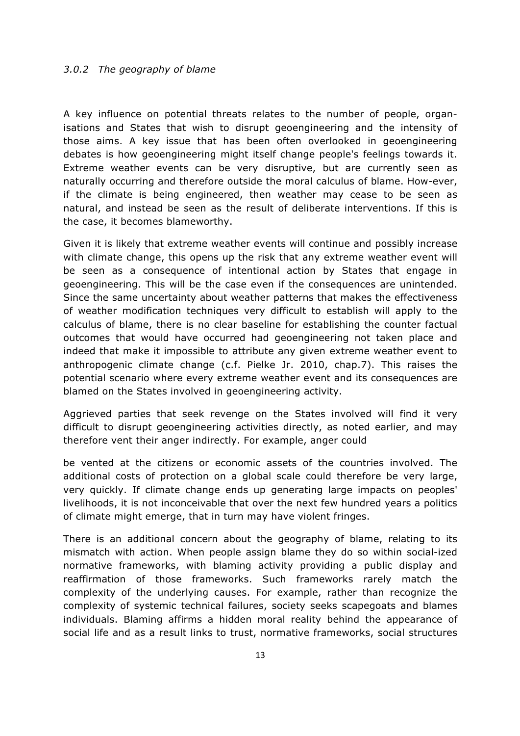### *3.0.2 The geography of blame*

A key influence on potential threats relates to the number of people, organisations and States that wish to disrupt geoengineering and the intensity of those aims. A key issue that has been often overlooked in geoengineering debates is how geoengineering might itself change people's feelings towards it. Extreme weather events can be very disruptive, but are currently seen as naturally occurring and therefore outside the moral calculus of blame. How-ever, if the climate is being engineered, then weather may cease to be seen as natural, and instead be seen as the result of deliberate interventions. If this is the case, it becomes blameworthy.

Given it is likely that extreme weather events will continue and possibly increase with climate change, this opens up the risk that any extreme weather event will be seen as a consequence of intentional action by States that engage in geoengineering. This will be the case even if the consequences are unintended. Since the same uncertainty about weather patterns that makes the effectiveness of weather modification techniques very difficult to establish will apply to the calculus of blame, there is no clear baseline for establishing the counter factual outcomes that would have occurred had geoengineering not taken place and indeed that make it impossible to attribute any given extreme weather event to anthropogenic climate change (c.f. Pielke Jr. 2010, chap.7). This raises the potential scenario where every extreme weather event and its consequences are blamed on the States involved in geoengineering activity.

Aggrieved parties that seek revenge on the States involved will find it very difficult to disrupt geoengineering activities directly, as noted earlier, and may therefore vent their anger indirectly. For example, anger could be vented at the citizens or economic assets of the countries involved. The additional costs of protection on a global scale could therefore be very large, very quickly. If climate change ends up generating large impacts on peoples' livelihoods, it is not inconceivable that over the next few hundred years a politics of climate might emerge, that in turn may have violent fringes.

There is an additional concern about the geography of blame, relating to its mismatch with action. When people assign blame they do so within social-ized normative frameworks, with blaming activity providing a public display and reaffirmation of those frameworks. Such frameworks rarely match the complexity of the underlying causes. For example, rather than recognize the complexity of systemic technical failures, society seeks scapegoats and blames individuals. Blaming affirms a hidden moral reality behind the appearance of social life and as a result links to trust, normative frameworks, social structures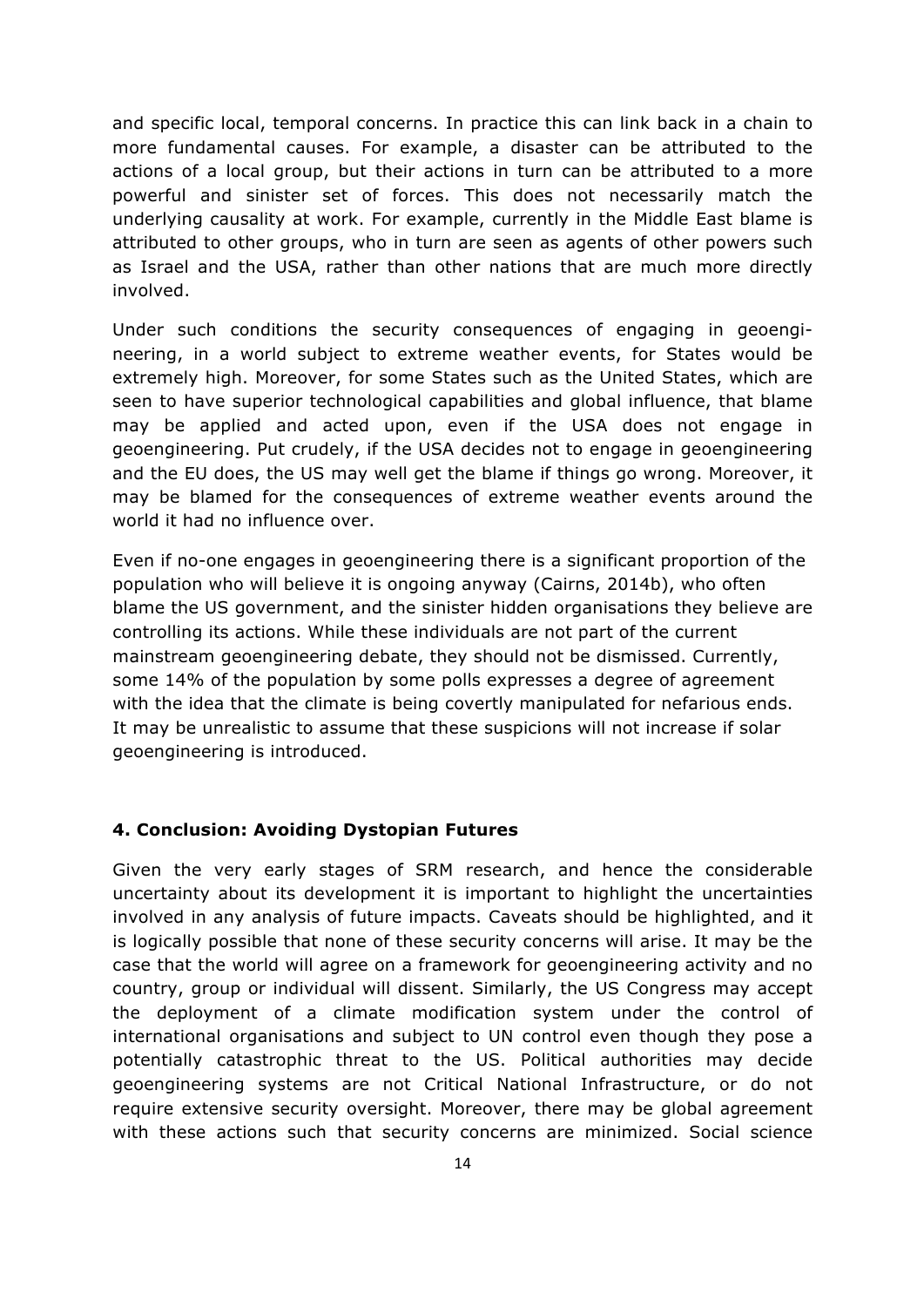and specific local, temporal concerns. In practice this can link back in a chain to more fundamental causes. For example, a disaster can be attributed to the actions of a local group, but their actions in turn can be attributed to a more powerful and sinister set of forces. This does not necessarily match the underlying causality at work. For example, currently in the Middle East blame is attributed to other groups, who in turn are seen as agents of other powers such as Israel and the USA, rather than other nations that are much more directly involved.

Under such conditions the security consequences of engaging in geoengineering, in a world subject to extreme weather events, for States would be extremely high. Moreover, for some States such as the United States, which are seen to have superior technological capabilities and global influence, that blame may be applied and acted upon, even if the USA does not engage in geoengineering. Put crudely, if the USA decides not to engage in geoengineering and the EU does, the US may well get the blame if things go wrong. Moreover, it may be blamed for the consequences of extreme weather events around the world it had no influence over.

Even if no-one engages in geoengineering there is a significant proportion of the population who will believe it is ongoing anyway (Cairns, 2014b), who often blame the US government, and the sinister hidden organisations they believe are controlling its actions. While these individuals are not part of the current mainstream geoengineering debate, they should not be dismissed. Currently, some 14% of the population by some polls expresses a degree of agreement with the idea that the climate is being covertly manipulated for nefarious ends. It may be unrealistic to assume that these suspicions will not increase if solar geoengineering is introduced.

## 4. Conclusion: Avoiding Dystopian Futures

Given the very early stages of SRM research, and hence the considerable uncertainty about its development it is important to highlight the uncertainties involved in any analysis of future impacts. Caveats should be highlighted, and it is logically possible that none of these security concerns will arise. It may be the case that the world will agree on a framework for geoengineering activity and no country, group or individual will dissent. Similarly, the US Congress may accept the deployment of a climate modification system under the control of international organisations and subject to UN control even though they pose a potentially catastrophic threat to the US. Political authorities may decide geoengineering systems are not Critical National Infrastructure, or do not require extensive security oversight. Moreover, there may be global agreement with these actions such that security concerns are minimized. Social science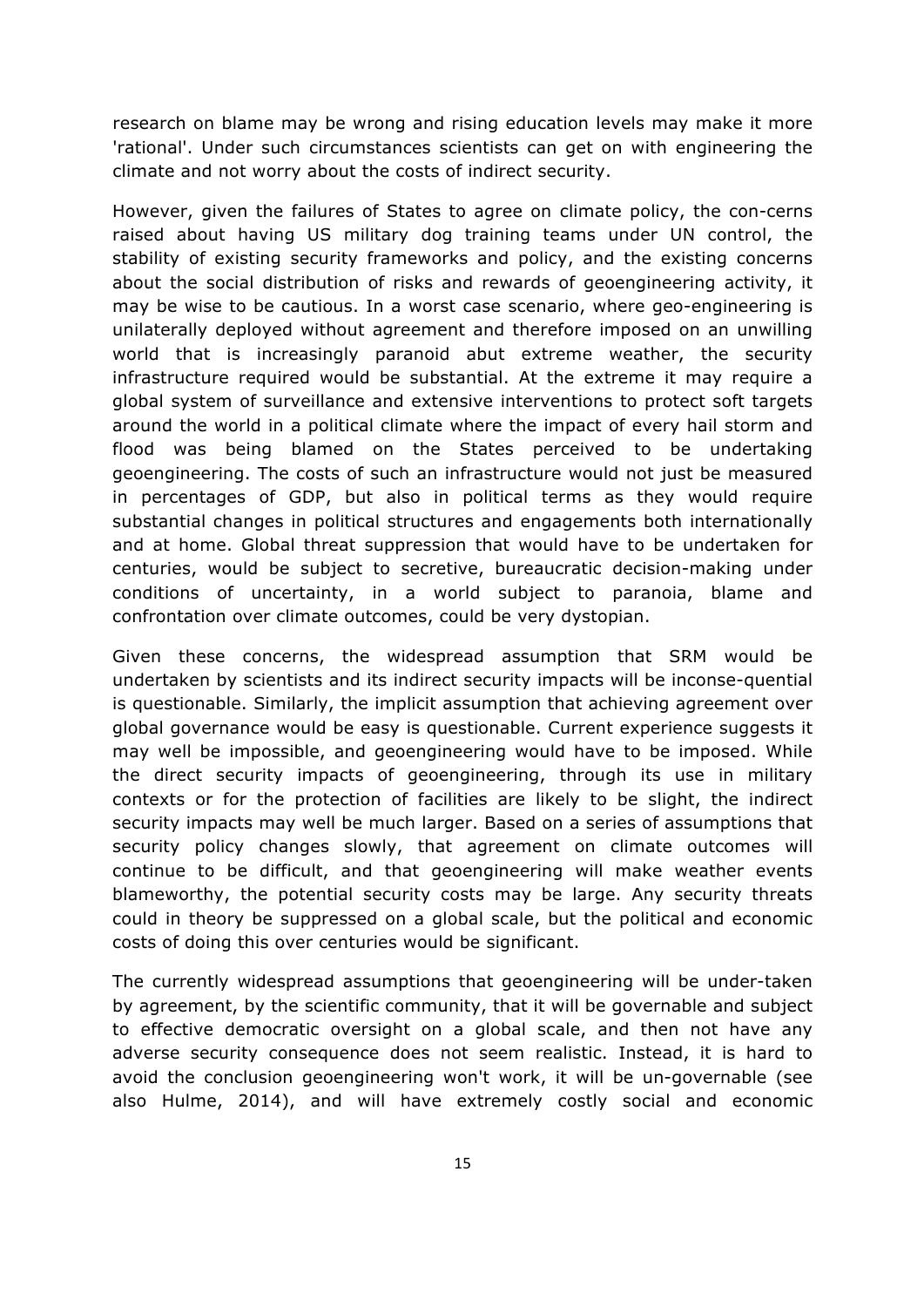research on blame may be wrong and rising education levels may make it more 'rational'. Under such circumstances scientists can get on with engineering the climate and not worry about the costs of indirect security.

However, given the failures of States to agree on climate policy, the con-cerns raised about having US military dog training teams under UN control, the stability of existing security frameworks and policy, and the existing concerns about the social distribution of risks and rewards of geoengineering activity, it may be wise to be cautious. In a worst case scenario, where geo-engineering is unilaterally deployed without agreement and therefore imposed on an unwilling world that is increasingly paranoid abut extreme weather, the security infrastructure required would be substantial. At the extreme it may require a global system of surveillance and extensive interventions to protect soft targets around the world in a political climate where the impact of every hail storm and flood was being blamed on the States perceived to be undertaking geoengineering. The costs of such an infrastructure would not just be measured in percentages of GDP, but also in political terms as they would require substantial changes in political structures and engagements both internationally and at home. Global threat suppression that would have to be undertaken for centuries, would be subject to secretive, bureaucratic decision-making under conditions of uncertainty, in a world subject to paranoia, blame and confrontation over climate outcomes, could be very dystopian.

Given these concerns, the widespread assumption that SRM would be undertaken by scientists and its indirect security impacts will be inconse-quential is questionable. Similarly, the implicit assumption that achieving agreement over global governance would be easy is questionable. Current experience suggests it may well be impossible, and geoengineering would have to be imposed. While the direct security impacts of geoengineering, through its use in military contexts or for the protection of facilities are likely to be slight, the indirect security impacts may well be much larger. Based on a series of assumptions that security policy changes slowly, that agreement on climate outcomes will continue to be difficult, and that geoengineering will make weather events blameworthy, the potential security costs may be large. Any security threats could in theory be suppressed on a global scale, but the political and economic costs of doing this over centuries would be significant.

The currently widespread assumptions that geoengineering will be under-taken by agreement, by the scientific community, that it will be governable and subject to effective democratic oversight on a global scale, and then not have any adverse security consequence does not seem realistic. Instead, it is hard to avoid the conclusion geoengineering won't work, it will be un-governable (see also Hulme, 2014), and will have extremely costly social and economic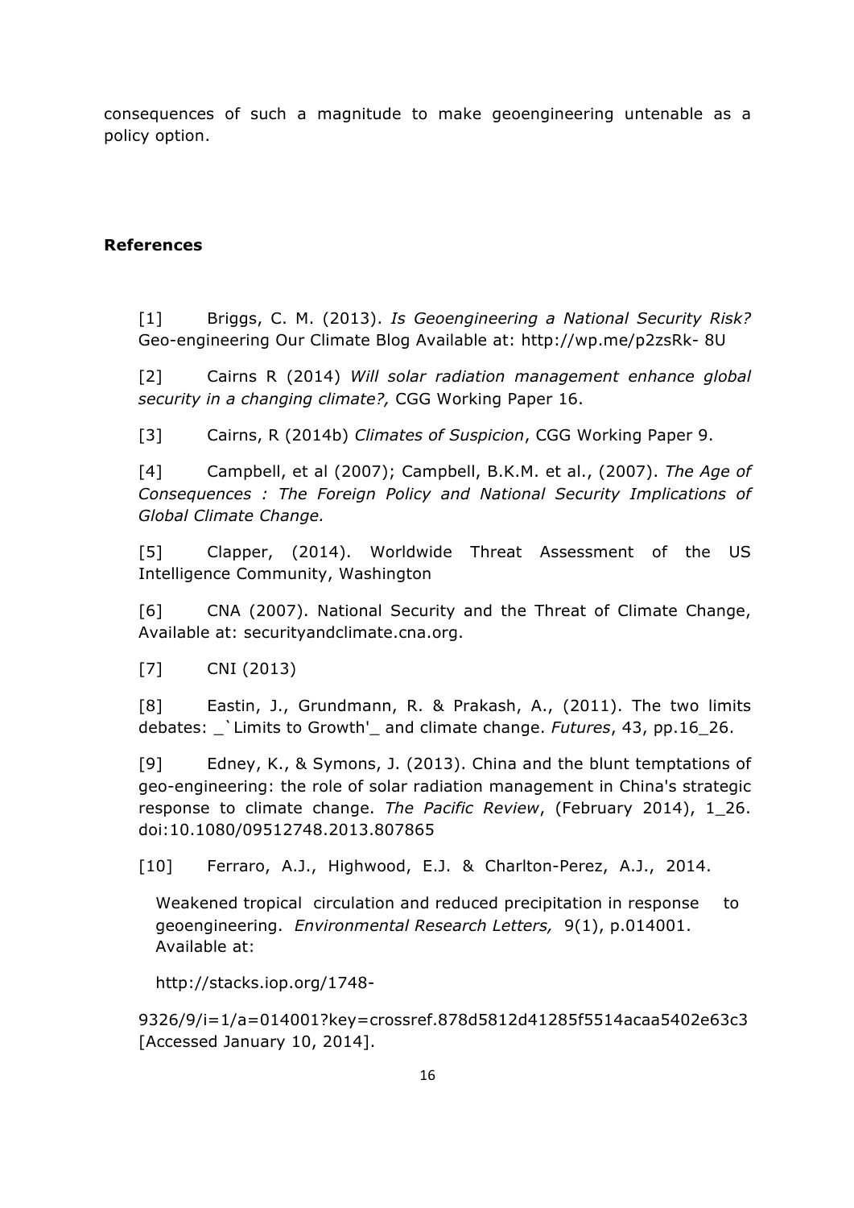consequences of such a magnitude to make geoengineering untenable as a policy option.

**References**

[1] Briggs, C. M. (2013). *Is Geoengineering a National Security Risk?* Geo-engineering Our Climate Blog Available at: http://wp.me/p2zsRk- 8U

[2] Cairns R (2014) *Will solar radiation management enhance global security in a changing climate?,* CGG Working Paper 16.

[3] Cairns, R (2014b) *Climates of Suspicion*, CGG Working Paper 9.

[4] Campbell, et al (2007); Campbell, B.K.M. et al., (2007). *The Age of Consequences : The Foreign Policy and National Security Implications of Global Climate Change.*

[5] Clapper, (2014). Worldwide Threat Assessment of the US Intelligence Community, Washington

[6] CNA (2007). National Security and the Threat of Climate Change, Available at: securityandclimate.cna.org.

[7] CNI (2013)

[8] Eastin, J., Grundmann, R. & Prakash, A., (2011). The two limits debates: _`Limits to Growth'_ and climate change. *Futures*, 43, pp.16_26.

[9] Edney, K., & Symons, J. (2013). China and the blunt temptations of geo-engineering: the role of solar radiation management in China's strategic response to climate change. *The Pacific Review*, (February 2014), 1_26. doi:10.1080/09512748.2013.807865

[10] Ferraro, A.J., Highwood, E.J. & Charlton-Perez, A.J., 2014. Weakened tropical circulation and reduced precipitation in response to geoengineering. *Environmental Research Letters,* 9(1), p.014001. Available at: http://stacks.iop.org/1748-9326/9/i=1/a=014001?key=crossref.878d5812d41285f5514acaa5402e63c3 [Accessed January 10, 2014].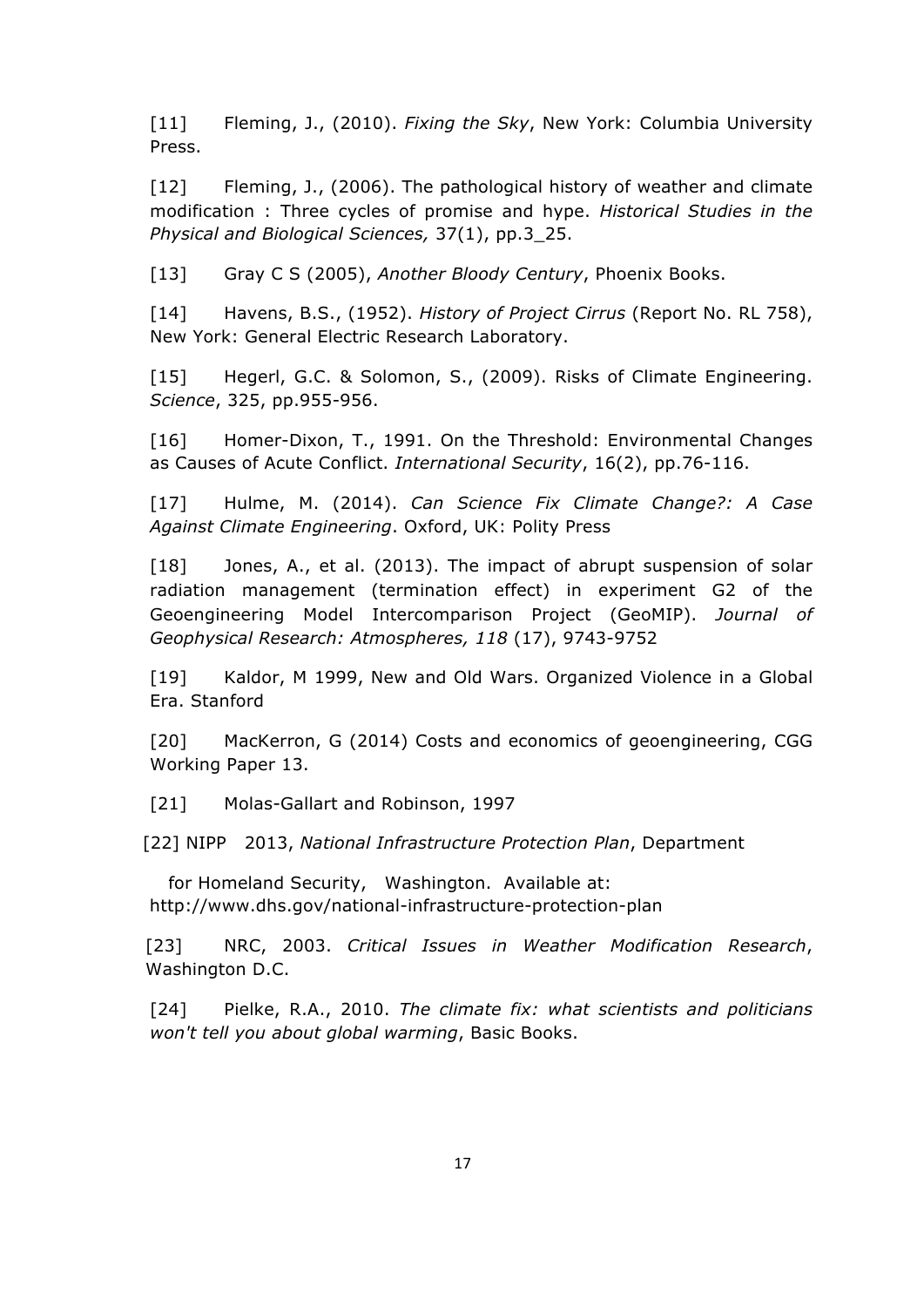[11] Fleming, J., (2010). *Fixing the Sky*, New York: Columbia University Press.

[12] Fleming, J., (2006). The pathological history of weather and climate modification : Three cycles of promise and hype. *Historical Studies in the Physical and Biological Sciences,* 37(1), pp.3_25.

[13] Gray C S (2005), *Another Bloody Century*, Phoenix Books.

[14] Havens, B.S., (1952). *History of Project Cirrus* (Report No. RL 758), New York: General Electric Research Laboratory.

[15] Hegerl, G.C. & Solomon, S., (2009). Risks of Climate Engineering. *Science*, 325, pp.955-956.

[16] Homer-Dixon, T., 1991. On the Threshold: Environmental Changes as Causes of Acute Conflict. *International Security*, 16(2), pp.76-116.

[17] Hulme, M. (2014). *Can Science Fix Climate Change?: A Case Against Climate Engineering*. Oxford, UK: Polity Press

[18] Jones, A., et al. (2013). The impact of abrupt suspension of solar radiation management (termination effect) in experiment G2 of the Geoengineering Model Intercomparison Project (GeoMIP). *Journal of Geophysical Research: Atmospheres, 118* (17), 9743-9752

[19] Kaldor, M 1999, New and Old Wars. Organized Violence in a Global Era. Stanford

[20] MacKerron, G (2014) Costs and economics of geoengineering, CGG Working Paper 13.

[21] Molas-Gallart and Robinson, 1997

[22] NIPP 2013, *National Infrastructure Protection Plan*, Department for Homeland Security, Washington. Available at: http://www.dhs.gov/national-infrastructure-protection-plan

[23] NRC, 2003. *Critical Issues in Weather Modification Research*, Washington D.C.

[24] Pielke, R.A., 2010. *The climate fix: what scientists and politicians won't tell you about global warming*, Basic Books.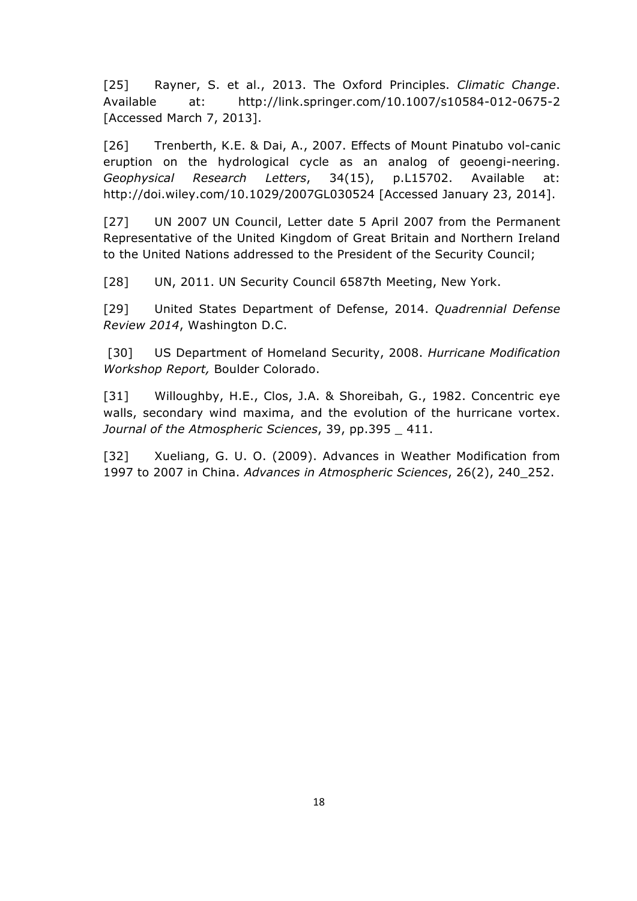[25] Rayner, S. et al., 2013. The Oxford Principles. *Climatic Change*. Available at: http://link.springer.com/10.1007/s10584-012-0675-2 [Accessed March 7, 2013].

[26] Trenberth, K.E. & Dai, A., 2007. Effects of Mount Pinatubo vol-canic eruption on the hydrological cycle as an analog of geoengi-neering. *Geophysical Research Letters*, 34(15), p.L15702. Available at: http://doi.wiley.com/10.1029/2007GL030524 [Accessed January 23, 2014].

[27] UN 2007 UN Council, Letter date 5 April 2007 from the Permanent Representative of the United Kingdom of Great Britain and Northern Ireland to the United Nations addressed to the President of the Security Council;

[28] UN, 2011. UN Security Council 6587th Meeting, New York.

[29] United States Department of Defense, 2014. *Quadrennial Defense Review 2014*, Washington D.C.

[30] US Department of Homeland Security, 2008. *Hurricane Modification Workshop Report,* Boulder Colorado.

[31] Willoughby, H.E., Clos, J.A. & Shoreibah, G., 1982. Concentric eye walls, secondary wind maxima, and the evolution of the hurricane vortex. *Journal of the Atmospheric Sciences*, 39, pp.395 _ 411.

[32] Xueliang, G. U. O. (2009). Advances in Weather Modification from 1997 to 2007 in China. *Advances in Atmospheric Sciences*, 26(2), 240_252.